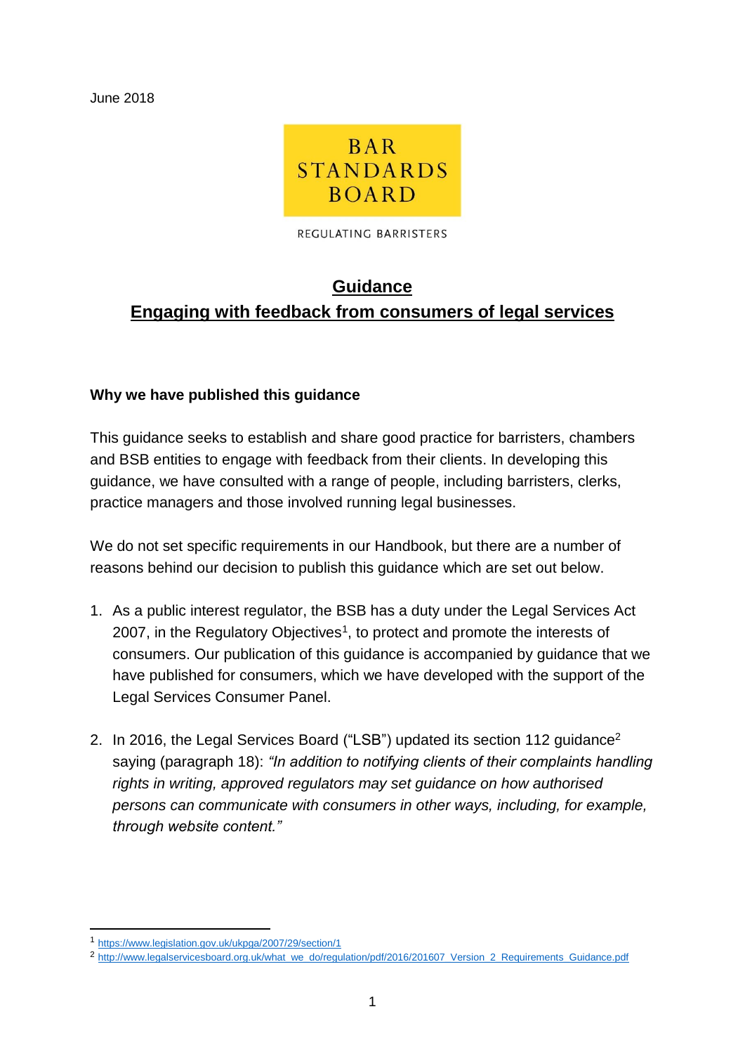June 2018

BAR STANDARDS BOARD

REGULATING BARRISTERS

# Guidance
# Engaging with feedback from consumers of legal services

### Why we have published this guidance

This guidance seeks to establish and share good practice for barristers, chambers and BSB entities to engage with feedback from their clients. In developing this guidance, we have consulted with a range of people, including barristers, clerks, practice managers and those involved running legal businesses.

We do not set specific requirements in our Handbook, but there are a number of reasons behind our decision to publish this guidance which are set out below.

1. As a public interest regulator, the BSB has a duty under the Legal Services Act 2007, in the Regulatory Objectives[1], to protect and promote the interests of consumers. Our publication of this guidance is accompanied by guidance that we have published for consumers, which we have developed with the support of the Legal Services Consumer Panel.

2. In 2016, the Legal Services Board ("LSB") updated its section 112 guidance[2] saying (paragraph 18): *"In addition to notifying clients of their complaints handling rights in writing, approved regulators may set guidance on how authorised persons can communicate with consumers in other ways, including, for example, through website content."*

---

[1] https://www.legislation.gov.uk/ukpga/2007/29/section/1

[2] http://www.legalservicesboard.org.uk/what_we_do/regulation/pdf/2016/201607_Version_2_Requirements_Guidance.pdf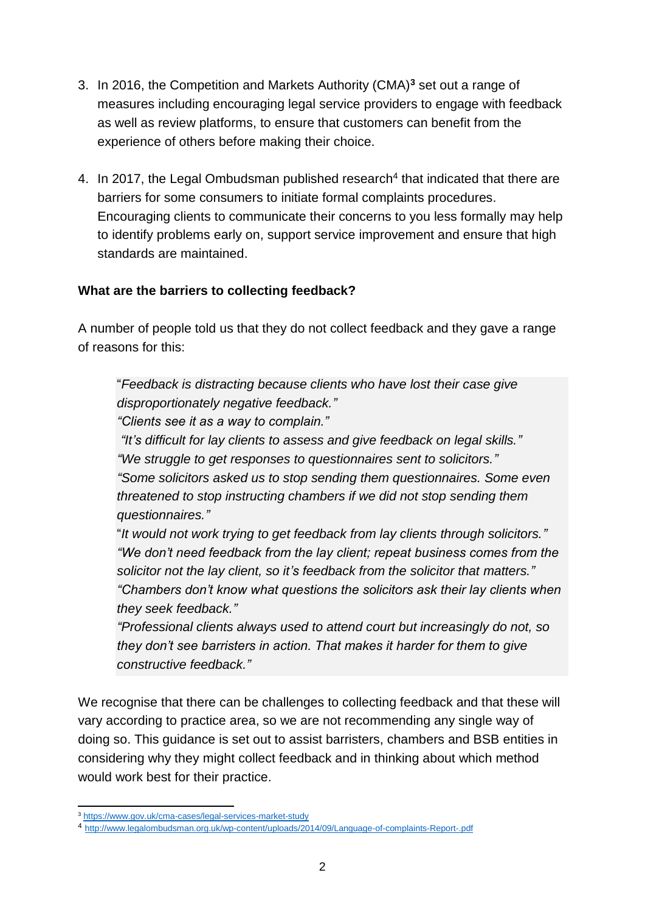3. In 2016, the Competition and Markets Authority (CMA)[3] set out a range of measures including encouraging legal service providers to engage with feedback as well as review platforms, to ensure that customers can benefit from the experience of others before making their choice.

4. In 2017, the Legal Ombudsman published research[4] that indicated that there are barriers for some consumers to initiate formal complaints procedures. Encouraging clients to communicate their concerns to you less formally may help to identify problems early on, support service improvement and ensure that high standards are maintained.

**What are the barriers to collecting feedback?**

A number of people told us that they do not collect feedback and they gave a range of reasons for this:

> "*Feedback is distracting because clients who have lost their case give disproportionately negative feedback.*"
> "*Clients see it as a way to complain.*"
> "*It's difficult for lay clients to assess and give feedback on legal skills.*"
> "*We struggle to get responses to questionnaires sent to solicitors.*"
> "*Some solicitors asked us to stop sending them questionnaires. Some even threatened to stop instructing chambers if we did not stop sending them questionnaires.*"
> "*It would not work trying to get feedback from lay clients through solicitors.*"
> "*We don't need feedback from the lay client; repeat business comes from the solicitor not the lay client, so it's feedback from the solicitor that matters.*"
> "*Chambers don't know what questions the solicitors ask their lay clients when they seek feedback.*"
> "*Professional clients always used to attend court but increasingly do not, so they don't see barristers in action. That makes it harder for them to give constructive feedback.*"

We recognise that there can be challenges to collecting feedback and that these will vary according to practice area, so we are not recommending any single way of doing so. This guidance is set out to assist barristers, chambers and BSB entities in considering why they might collect feedback and in thinking about which method would work best for their practice.

---

[3] https://www.gov.uk/cma-cases/legal-services-market-study

[4] http://www.legalombudsman.org.uk/wp-content/uploads/2014/09/Language-of-complaints-Report-.pdf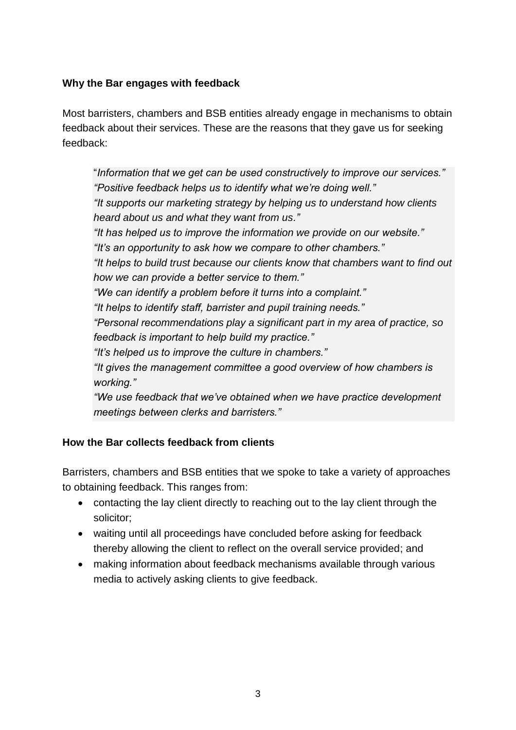**Why the Bar engages with feedback**

Most barristers, chambers and BSB entities already engage in mechanisms to obtain feedback about their services. These are the reasons that they gave us for seeking feedback:

> "*Information that we get can be used constructively to improve our services.*"
> *"Positive feedback helps us to identify what we're doing well."*
> *"It supports our marketing strategy by helping us to understand how clients heard about us and what they want from us."*
> *"It has helped us to improve the information we provide on our website."*
> *"It's an opportunity to ask how we compare to other chambers."*
> *"It helps to build trust because our clients know that chambers want to find out how we can provide a better service to them."*
> *"We can identify a problem before it turns into a complaint."*
> *"It helps to identify staff, barrister and pupil training needs."*
> *"Personal recommendations play a significant part in my area of practice, so feedback is important to help build my practice."*
> *"It's helped us to improve the culture in chambers."*
> *"It gives the management committee a good overview of how chambers is working."*
> *"We use feedback that we've obtained when we have practice development meetings between clerks and barristers."*

**How the Bar collects feedback from clients**

Barristers, chambers and BSB entities that we spoke to take a variety of approaches to obtaining feedback. This ranges from:

- contacting the lay client directly to reaching out to the lay client through the solicitor;
- waiting until all proceedings have concluded before asking for feedback thereby allowing the client to reflect on the overall service provided; and
- making information about feedback mechanisms available through various media to actively asking clients to give feedback.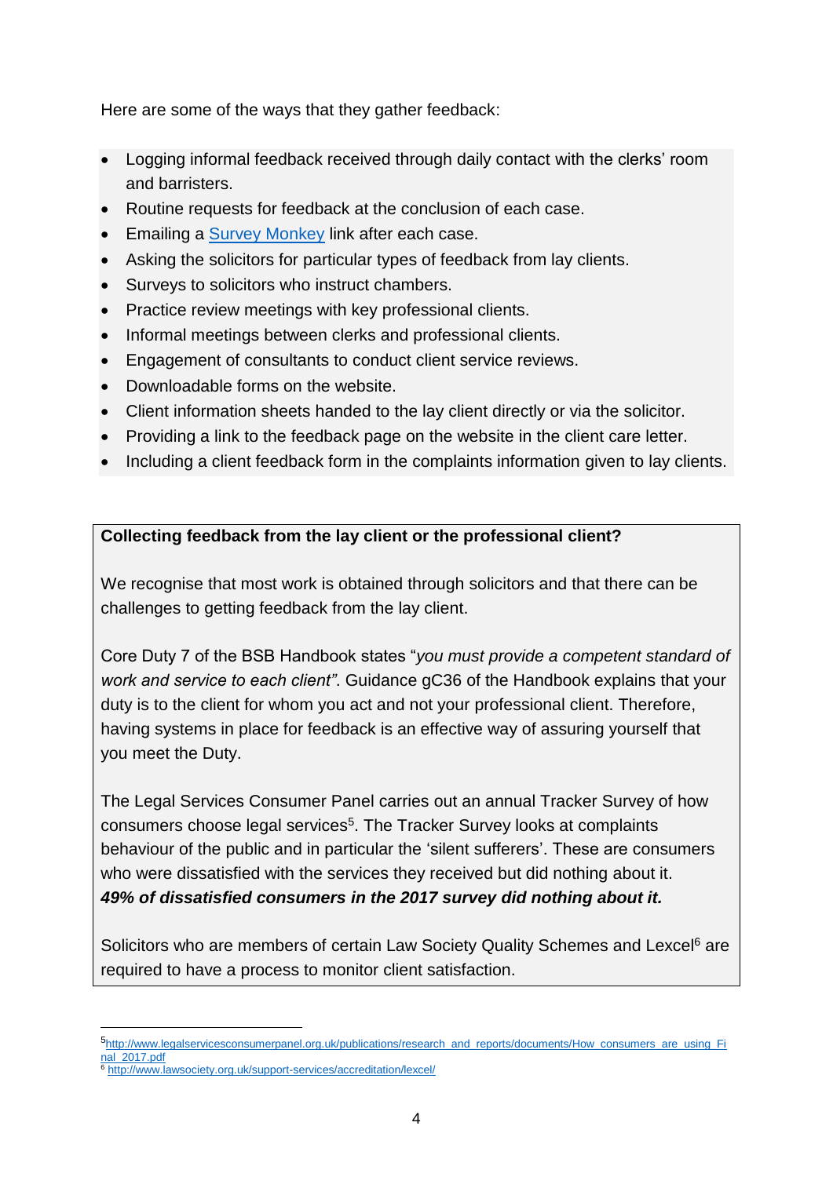Here are some of the ways that they gather feedback:

- Logging informal feedback received through daily contact with the clerks' room and barristers.
- Routine requests for feedback at the conclusion of each case.
- Emailing a [Survey Monkey](#) link after each case.
- Asking the solicitors for particular types of feedback from lay clients.
- Surveys to solicitors who instruct chambers.
- Practice review meetings with key professional clients.
- Informal meetings between clerks and professional clients.
- Engagement of consultants to conduct client service reviews.
- Downloadable forms on the website.
- Client information sheets handed to the lay client directly or via the solicitor.
- Providing a link to the feedback page on the website in the client care letter.
- Including a client feedback form in the complaints information given to lay clients.

**Collecting feedback from the lay client or the professional client?**

We recognise that most work is obtained through solicitors and that there can be challenges to getting feedback from the lay client.

Core Duty 7 of the BSB Handbook states "*you must provide a competent standard of work and service to each client"*. Guidance gC36 of the Handbook explains that your duty is to the client for whom you act and not your professional client. Therefore, having systems in place for feedback is an effective way of assuring yourself that you meet the Duty.

The Legal Services Consumer Panel carries out an annual Tracker Survey of how consumers choose legal services[5]. The Tracker Survey looks at complaints behaviour of the public and in particular the 'silent sufferers'. These are consumers who were dissatisfied with the services they received but did nothing about it. ***49% of dissatisfied consumers in the 2017 survey did nothing about it.***

Solicitors who are members of certain Law Society Quality Schemes and Lexcel[6] are required to have a process to monitor client satisfaction.

---

[5] http://www.legalservicesconsumerpanel.org.uk/publications/research_and_reports/documents/How_consumers_are_using_Final_2017.pdf

[6] http://www.lawsociety.org.uk/support-services/accreditation/lexcel/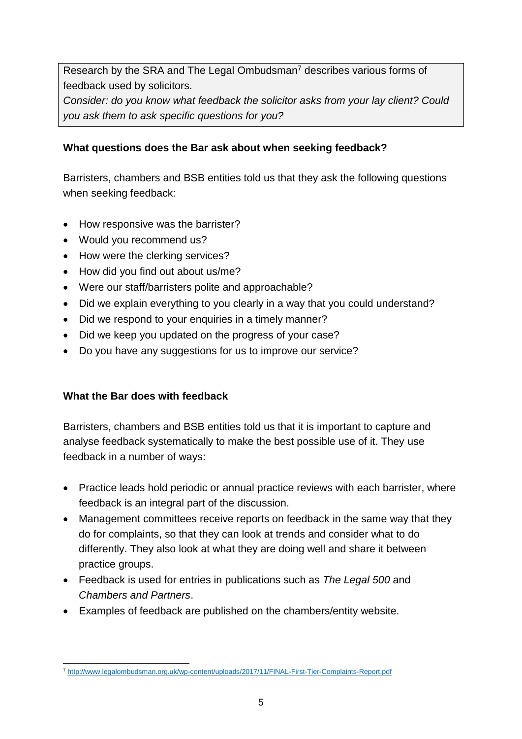Research by the SRA and The Legal Ombudsman[7] describes various forms of feedback used by solicitors.

*Consider: do you know what feedback the solicitor asks from your lay client? Could you ask them to ask specific questions for you?*

**What questions does the Bar ask about when seeking feedback?**

Barristers, chambers and BSB entities told us that they ask the following questions when seeking feedback:

- How responsive was the barrister?
- Would you recommend us?
- How were the clerking services?
- How did you find out about us/me?
- Were our staff/barristers polite and approachable?
- Did we explain everything to you clearly in a way that you could understand?
- Did we respond to your enquiries in a timely manner?
- Did we keep you updated on the progress of your case?
- Do you have any suggestions for us to improve our service?

**What the Bar does with feedback**

Barristers, chambers and BSB entities told us that it is important to capture and analyse feedback systematically to make the best possible use of it. They use feedback in a number of ways:

- Practice leads hold periodic or annual practice reviews with each barrister, where feedback is an integral part of the discussion.
- Management committees receive reports on feedback in the same way that they do for complaints, so that they can look at trends and consider what to do differently. They also look at what they are doing well and share it between practice groups.
- Feedback is used for entries in publications such as *The Legal 500* and *Chambers and Partners*.
- Examples of feedback are published on the chambers/entity website.

[7] http://www.legalombudsman.org.uk/wp-content/uploads/2017/11/FINAL-First-Tier-Complaints-Report.pdf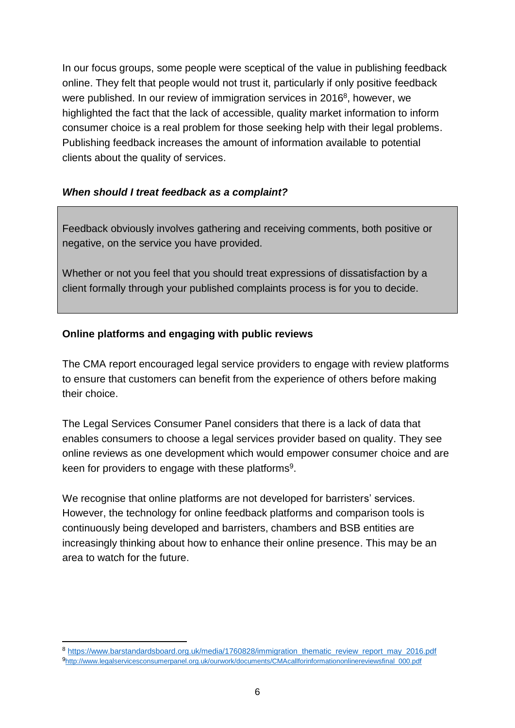In our focus groups, some people were sceptical of the value in publishing feedback online. They felt that people would not trust it, particularly if only positive feedback were published. In our review of immigration services in 2016[8], however, we highlighted the fact that the lack of accessible, quality market information to inform consumer choice is a real problem for those seeking help with their legal problems. Publishing feedback increases the amount of information available to potential clients about the quality of services.

***When should I treat feedback as a complaint?***

> Feedback obviously involves gathering and receiving comments, both positive or negative, on the service you have provided.
>
> Whether or not you feel that you should treat expressions of dissatisfaction by a client formally through your published complaints process is for you to decide.

**Online platforms and engaging with public reviews**

The CMA report encouraged legal service providers to engage with review platforms to ensure that customers can benefit from the experience of others before making their choice.

The Legal Services Consumer Panel considers that there is a lack of data that enables consumers to choose a legal services provider based on quality. They see online reviews as one development which would empower consumer choice and are keen for providers to engage with these platforms[9].

We recognise that online platforms are not developed for barristers' services. However, the technology for online feedback platforms and comparison tools is continuously being developed and barristers, chambers and BSB entities are increasingly thinking about how to enhance their online presence. This may be an area to watch for the future.

---

[8] https://www.barstandardsboard.org.uk/media/1760828/immigration_thematic_review_report_may_2016.pdf

[9] http://www.legalservicesconsumerpanel.org.uk/ourwork/documents/CMAcallforinformationonlinereviewsfinal_000.pdf